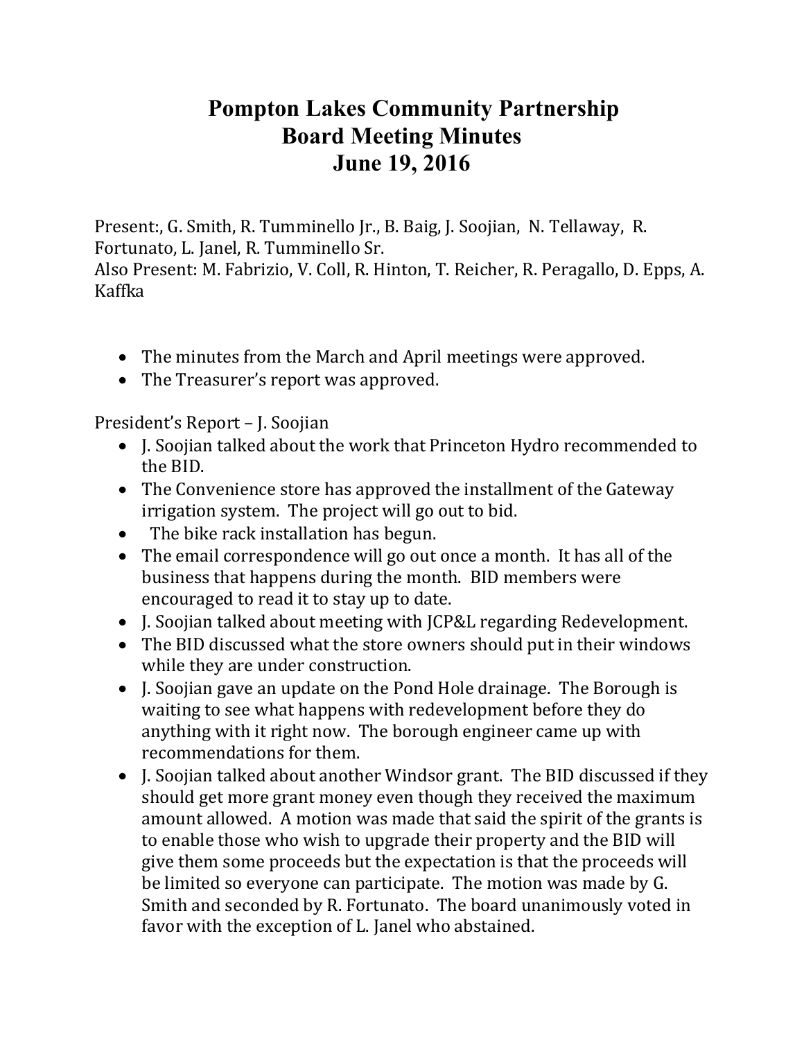# Pompton Lakes Community Partnership
# Board Meeting Minutes
# June 19, 2016

Present:, G. Smith, R. Tumminello Jr., B. Baig, J. Soojian, N. Tellaway, R. Fortunato, L. Janel, R. Tumminello Sr.
Also Present: M. Fabrizio, V. Coll, R. Hinton, T. Reicher, R. Peragallo, D. Epps, A. Kaffka

- The minutes from the March and April meetings were approved.
- The Treasurer's report was approved.

President's Report – J. Soojian

- J. Soojian talked about the work that Princeton Hydro recommended to the BID.
- The Convenience store has approved the installment of the Gateway irrigation system. The project will go out to bid.
- The bike rack installation has begun.
- The email correspondence will go out once a month. It has all of the business that happens during the month. BID members were encouraged to read it to stay up to date.
- J. Soojian talked about meeting with JCP&L regarding Redevelopment.
- The BID discussed what the store owners should put in their windows while they are under construction.
- J. Soojian gave an update on the Pond Hole drainage. The Borough is waiting to see what happens with redevelopment before they do anything with it right now. The borough engineer came up with recommendations for them.
- J. Soojian talked about another Windsor grant. The BID discussed if they should get more grant money even though they received the maximum amount allowed. A motion was made that said the spirit of the grants is to enable those who wish to upgrade their property and the BID will give them some proceeds but the expectation is that the proceeds will be limited so everyone can participate. The motion was made by G. Smith and seconded by R. Fortunato. The board unanimously voted in favor with the exception of L. Janel who abstained.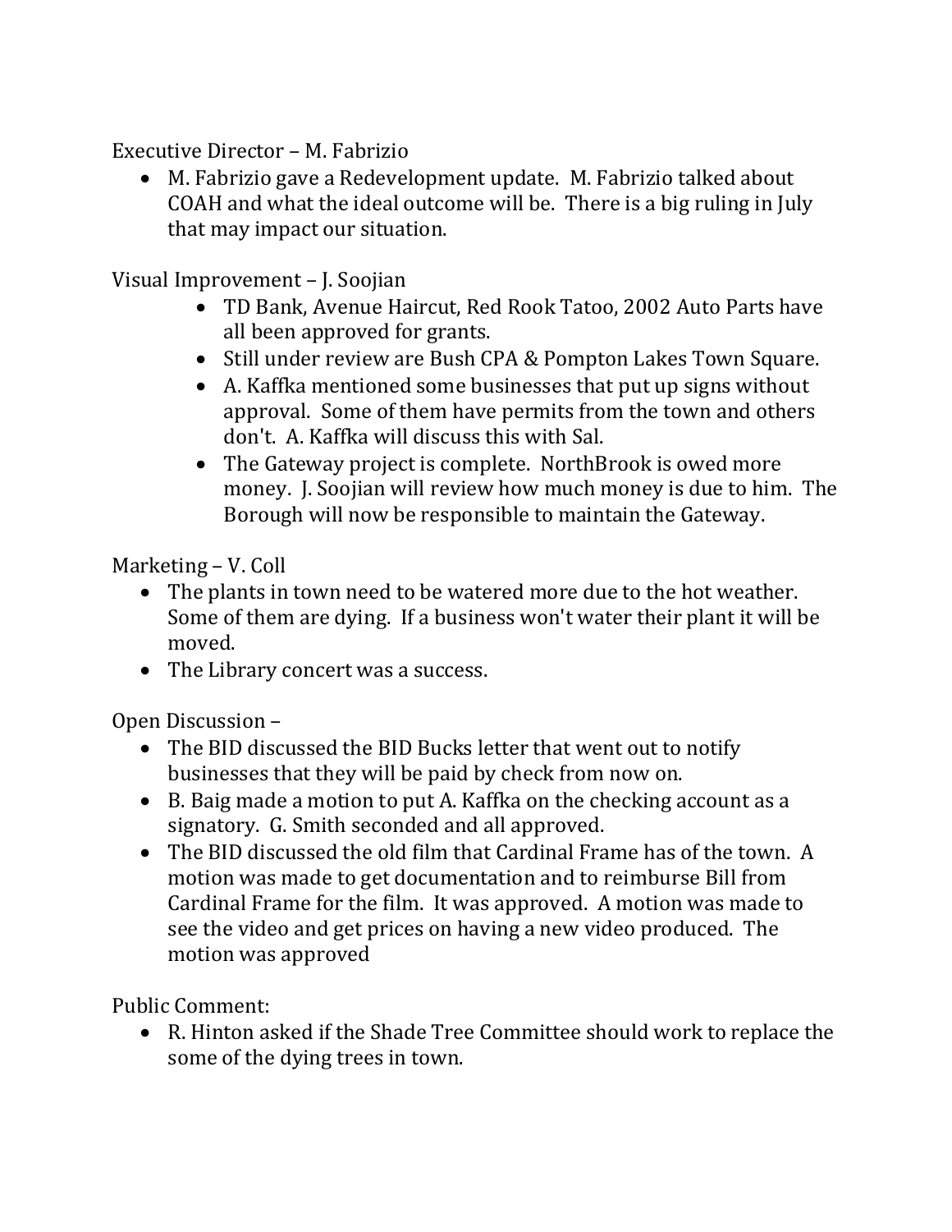Executive Director – M. Fabrizio

- M. Fabrizio gave a Redevelopment update. M. Fabrizio talked about COAH and what the ideal outcome will be. There is a big ruling in July that may impact our situation.

Visual Improvement – J. Soojian

- TD Bank, Avenue Haircut, Red Rook Tatoo, 2002 Auto Parts have all been approved for grants.
- Still under review are Bush CPA & Pompton Lakes Town Square.
- A. Kaffka mentioned some businesses that put up signs without approval. Some of them have permits from the town and others don't. A. Kaffka will discuss this with Sal.
- The Gateway project is complete. NorthBrook is owed more money. J. Soojian will review how much money is due to him. The Borough will now be responsible to maintain the Gateway.

Marketing – V. Coll

- The plants in town need to be watered more due to the hot weather. Some of them are dying. If a business won't water their plant it will be moved.
- The Library concert was a success.

Open Discussion –

- The BID discussed the BID Bucks letter that went out to notify businesses that they will be paid by check from now on.
- B. Baig made a motion to put A. Kaffka on the checking account as a signatory. G. Smith seconded and all approved.
- The BID discussed the old film that Cardinal Frame has of the town. A motion was made to get documentation and to reimburse Bill from Cardinal Frame for the film. It was approved. A motion was made to see the video and get prices on having a new video produced. The motion was approved

Public Comment:

- R. Hinton asked if the Shade Tree Committee should work to replace the some of the dying trees in town.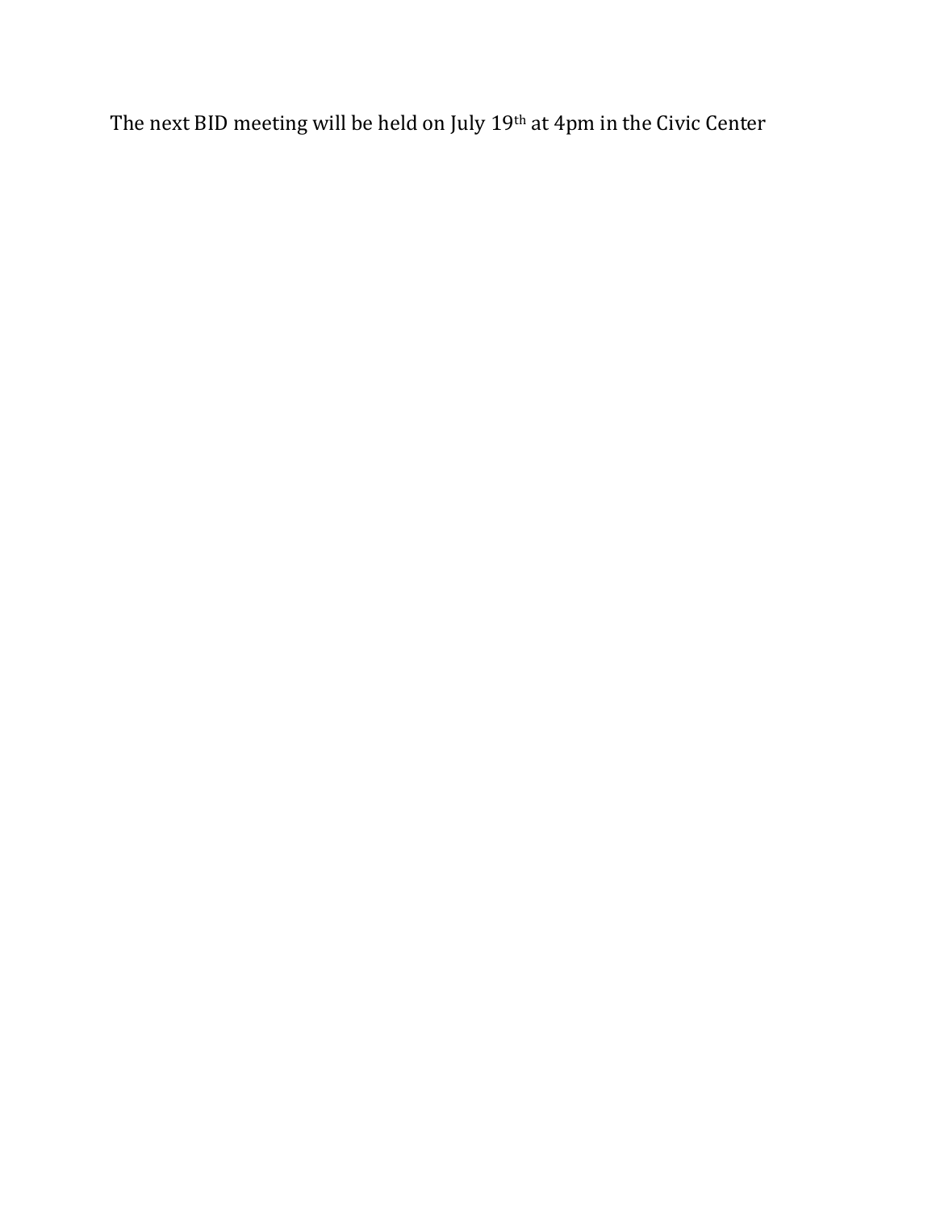The next BID meeting will be held on July 19th at 4pm in the Civic Center